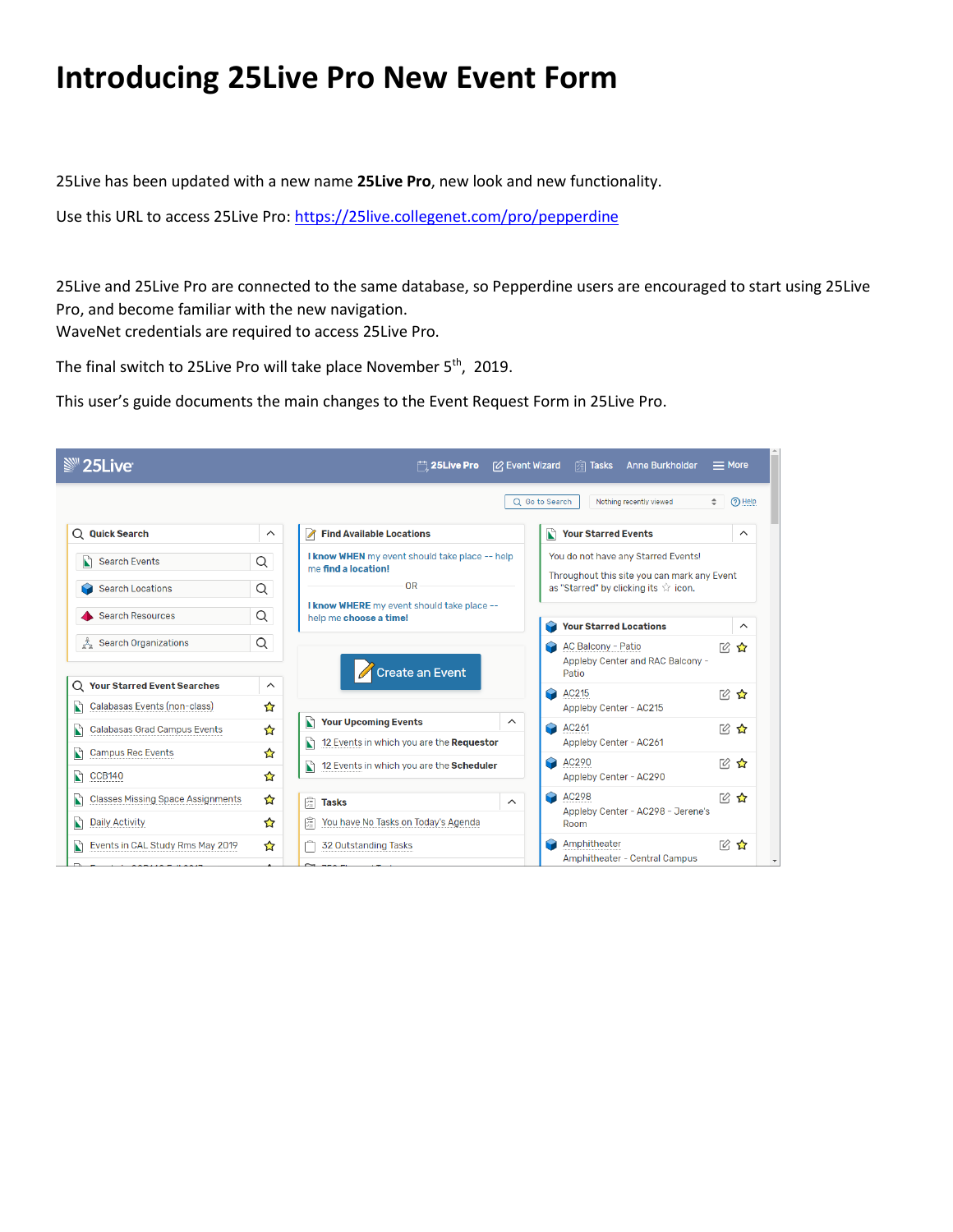# Introducing 25Live Pro New Event Form

25Live has been updated with a new name **25Live Pro**, new look and new functionality.

Use this URL to access 25Live Pro: [https://25live.collegenet.com/pro/pepperdine](https://25live.collegenet.com/pro/pepperdine)

25Live and 25Live Pro are connected to the same database, so Pepperdine users are encouraged to start using 25Live Pro, and become familiar with the new navigation.
WaveNet credentials are required to access 25Live Pro.

The final switch to 25Live Pro will take place November 5th, 2019.

This user's guide documents the main changes to the Event Request Form in 25Live Pro.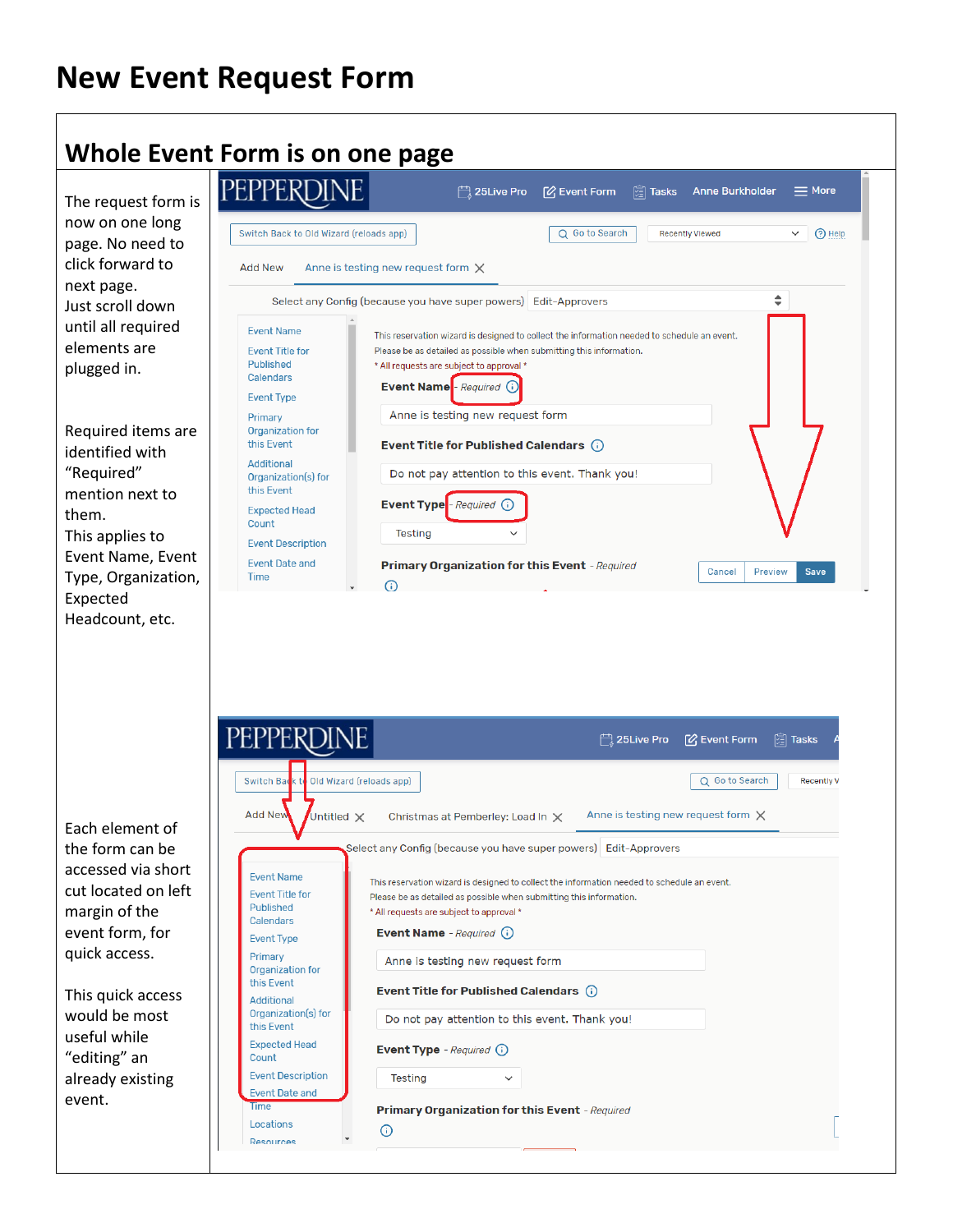# New Event Request Form

## Whole Event Form is on one page

The request form is now on one long page. No need to click forward to next page. Just scroll down until all required elements are plugged in.

Required items are identified with "Required" mention next to them. This applies to Event Name, Event Type, Organization, Expected Headcount, etc.

Each element of the form can be accessed via short cut located on left margin of the event form, for quick access.

This quick access would be most useful while "editing" an already existing event.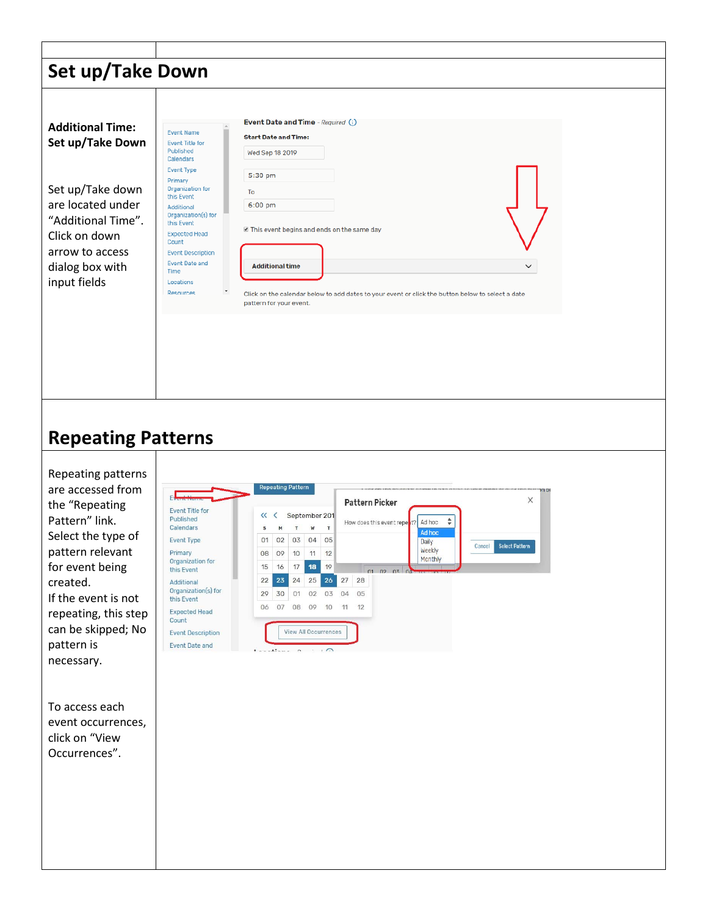## Set up/Take Down

**Additional Time: Set up/Take Down**

Set up/Take down are located under "Additional Time". Click on down arrow to access dialog box with input fields

## Repeating Patterns

Repeating patterns are accessed from the "Repeating Pattern" link. Select the type of pattern relevant for event being created.
If the event is not repeating, this step can be skipped; No pattern is necessary.

To access each event occurrences, click on "View Occurrences".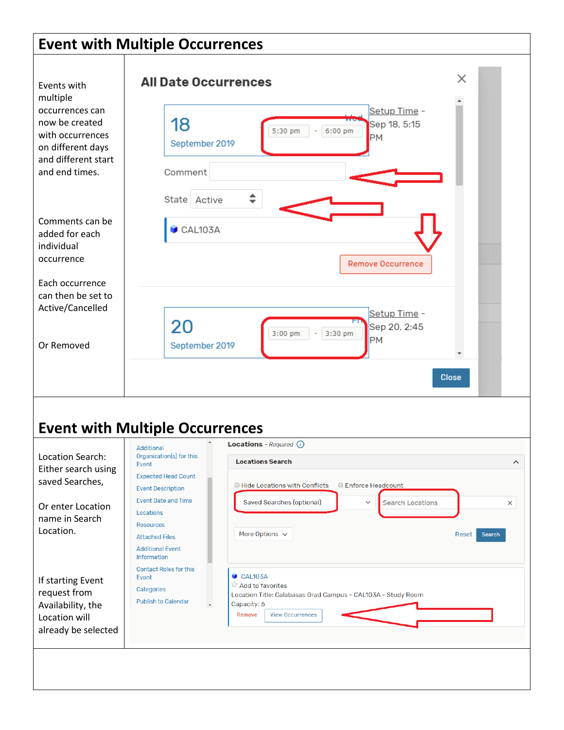## Event with Multiple Occurrences

Events with multiple occurrences can now be created with occurrences on different days and different start and end times.

Comments can be added for each individual occurrence

Each occurrence can then be set to Active/Cancelled

Or Removed

**All Date Occurrences**

18 September 2019 — Wed — 5:30 pm - 6:00 pm — Setup Time - Sep 18, 5:15 PM

Comment

State: Active

CAL103A

Remove Occurrence

20 September 2019 — Fri — 3:00 pm - 3:30 pm — Setup Time - Sep 20, 2:45 PM

Close

## Event with Multiple Occurrences

Location Search: Either search using saved Searches,

Or enter Location name in Search Location.

If starting Event request from Availability, the Location will already be selected

Additional Organization(s) for this Event
Expected Head Count
Event Description
Event Date and Time
Locations
Resources
Attached Files
Additional Event Information
Contact Roles for this Event
Categories
Publish to Calendar

**Locations** - *Required*

**Locations Search**

Hide Locations with Conflicts | Enforce Headcount

Saved Searches (optional) | Search Locations

More Options | Reset | Search

CAL103A
Add to favorites
Location Title: Calabasas Grad Campus - CAL103A - Study Room
Capacity: 6
Remove | View Occurrences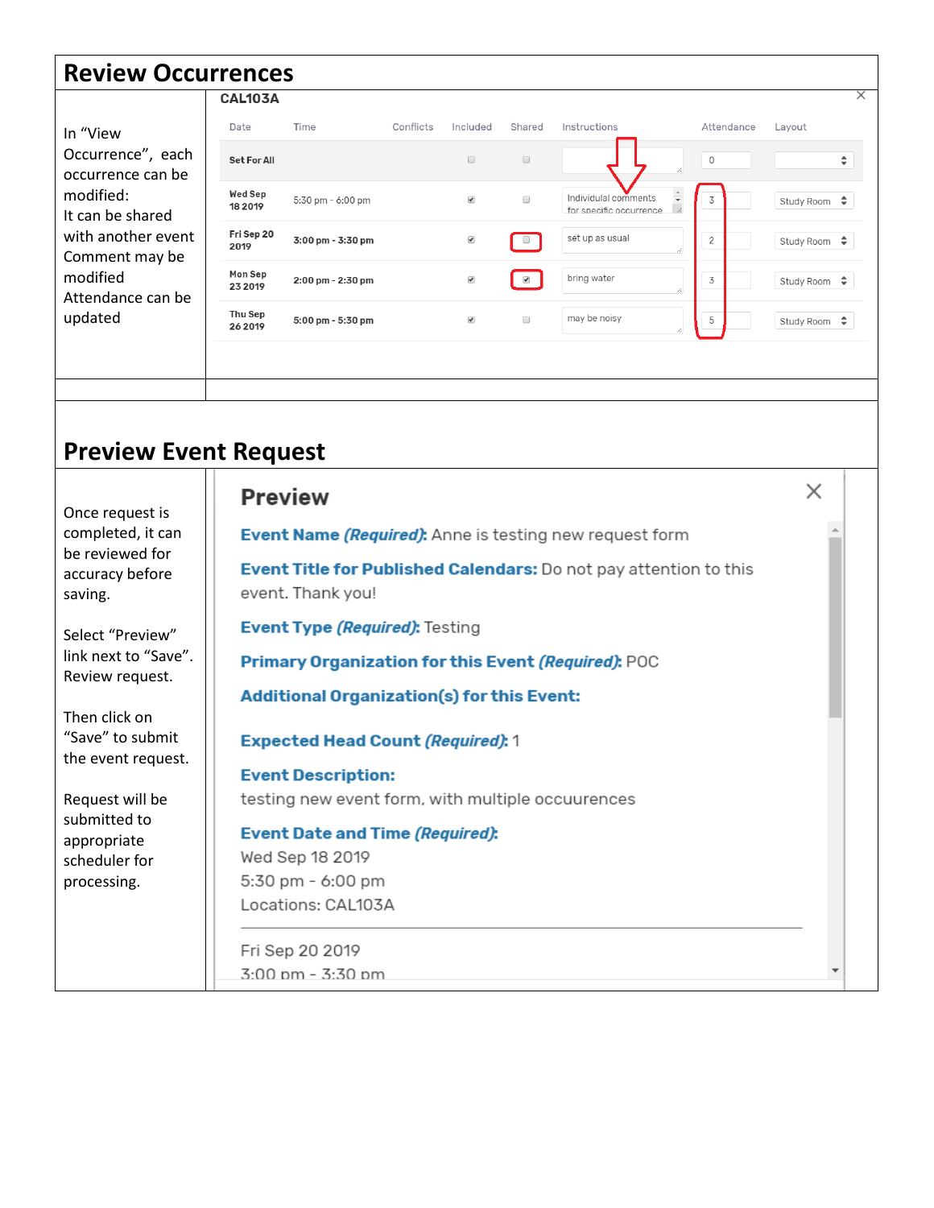## Review Occurrences

In "View Occurrence", each occurrence can be modified:
It can be shared with another event
Comment may be modified
Attendance can be updated

CAL103A

| Date | Time | Conflicts | Included | Shared | Instructions | Attendance | Layout |
|---|---|---|---|---|---|---|---|
| Set For All | | | ☐ | ☐ | | 0 | |
| Wed Sep 18 2019 | 5:30 pm - 6:00 pm | | ☑ | ☐ | Individual comments for specific occurrence | 3 | Study Room |
| Fri Sep 20 2019 | 3:00 pm - 3:30 pm | | ☑ | ☐ | set up as usual | 2 | Study Room |
| Mon Sep 23 2019 | 2:00 pm - 2:30 pm | | ☑ | ☑ | bring water | 3 | Study Room |
| Thu Sep 26 2019 | 5:00 pm - 5:30 pm | | ☑ | ☐ | may be noisy | 5 | Study Room |

## Preview Event Request

Once request is completed, it can be reviewed for accuracy before saving.

Select "Preview" link next to "Save". Review request.

Then click on "Save" to submit the event request.

Request will be submitted to appropriate scheduler for processing.

**Preview**

**Event Name *(Required)*:** Anne is testing new request form

**Event Title for Published Calendars:** Do not pay attention to this event. Thank you!

**Event Type *(Required)*:** Testing

**Primary Organization for this Event *(Required)*:** POC

**Additional Organization(s) for this Event:**

**Expected Head Count *(Required)*:** 1

**Event Description:**
testing new event form, with multiple occuurences

**Event Date and Time *(Required)*:**
Wed Sep 18 2019
5:30 pm - 6:00 pm
Locations: CAL103A

Fri Sep 20 2019
3:00 pm - 3:30 pm